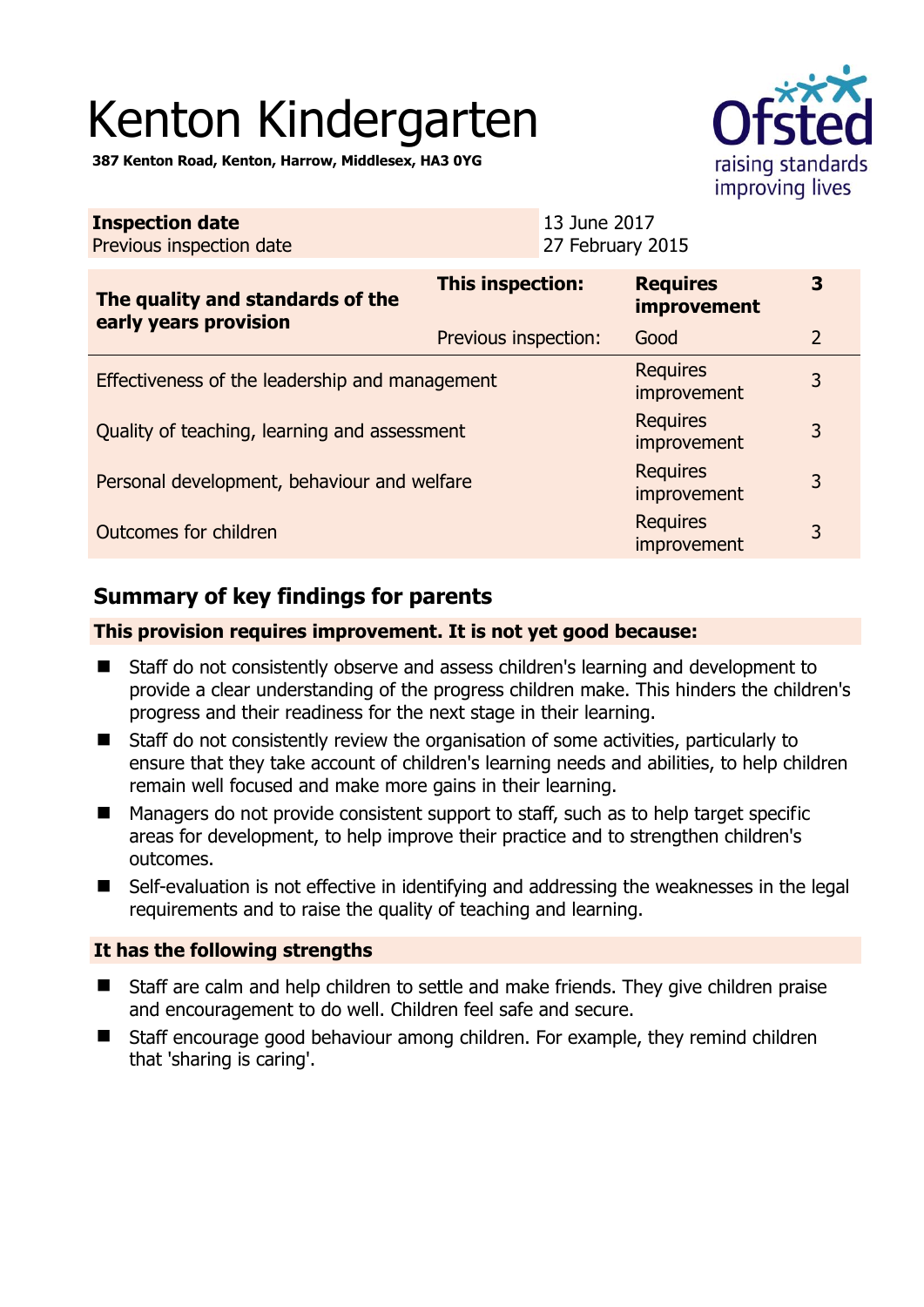# Kenton Kindergarten

**387 Kenton Road, Kenton, Harrow, Middlesex, HA3 0YG**

| **Inspection date** | 13 June 2017 |
|---|---|
| Previous inspection date | 27 February 2015 |

| **The quality and standards of the early years provision** | **This inspection:** | **Requires improvement** | **3** |
|---|---|---|---|
| | Previous inspection: | Good | 2 |
| Effectiveness of the leadership and management | | Requires improvement | 3 |
| Quality of teaching, learning and assessment | | Requires improvement | 3 |
| Personal development, behaviour and welfare | | Requires improvement | 3 |
| Outcomes for children | | Requires improvement | 3 |

## Summary of key findings for parents

**This provision requires improvement. It is not yet good because:**

- Staff do not consistently observe and assess children's learning and development to provide a clear understanding of the progress children make. This hinders the children's progress and their readiness for the next stage in their learning.
- Staff do not consistently review the organisation of some activities, particularly to ensure that they take account of children's learning needs and abilities, to help children remain well focused and make more gains in their learning.
- Managers do not provide consistent support to staff, such as to help target specific areas for development, to help improve their practice and to strengthen children's outcomes.
- Self-evaluation is not effective in identifying and addressing the weaknesses in the legal requirements and to raise the quality of teaching and learning.

**It has the following strengths**

- Staff are calm and help children to settle and make friends. They give children praise and encouragement to do well. Children feel safe and secure.
- Staff encourage good behaviour among children. For example, they remind children that 'sharing is caring'.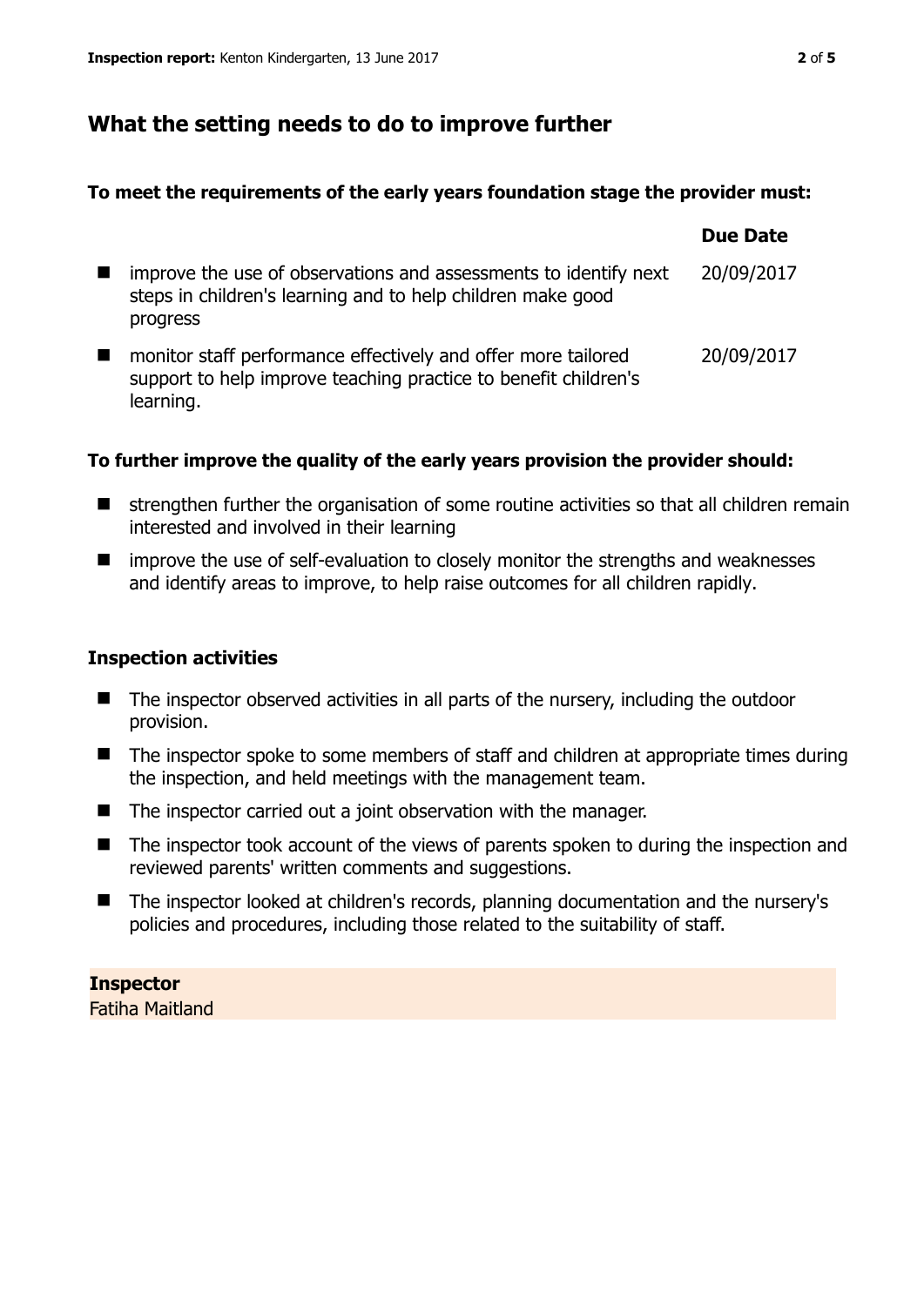## What the setting needs to do to improve further

**To meet the requirements of the early years foundation stage the provider must:**

| | Due Date |
|---|---|
| improve the use of observations and assessments to identify next steps in children's learning and to help children make good progress | 20/09/2017 |
| monitor staff performance effectively and offer more tailored support to help improve teaching practice to benefit children's learning. | 20/09/2017 |

**To further improve the quality of the early years provision the provider should:**

- strengthen further the organisation of some routine activities so that all children remain interested and involved in their learning
- improve the use of self-evaluation to closely monitor the strengths and weaknesses and identify areas to improve, to help raise outcomes for all children rapidly.

### Inspection activities

- The inspector observed activities in all parts of the nursery, including the outdoor provision.
- The inspector spoke to some members of staff and children at appropriate times during the inspection, and held meetings with the management team.
- The inspector carried out a joint observation with the manager.
- The inspector took account of the views of parents spoken to during the inspection and reviewed parents' written comments and suggestions.
- The inspector looked at children's records, planning documentation and the nursery's policies and procedures, including those related to the suitability of staff.

**Inspector**
Fatiha Maitland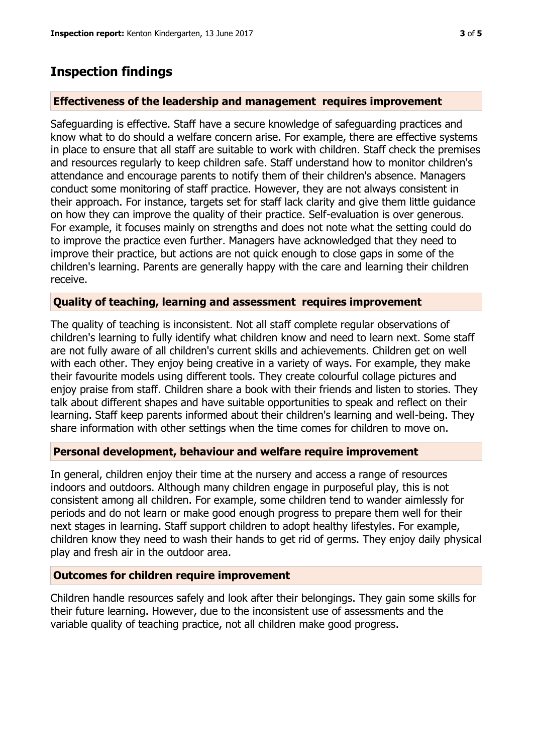# Inspection findings

## Effectiveness of the leadership and management requires improvement

Safeguarding is effective. Staff have a secure knowledge of safeguarding practices and know what to do should a welfare concern arise. For example, there are effective systems in place to ensure that all staff are suitable to work with children. Staff check the premises and resources regularly to keep children safe. Staff understand how to monitor children's attendance and encourage parents to notify them of their children's absence. Managers conduct some monitoring of staff practice. However, they are not always consistent in their approach. For instance, targets set for staff lack clarity and give them little guidance on how they can improve the quality of their practice. Self-evaluation is over generous. For example, it focuses mainly on strengths and does not note what the setting could do to improve the practice even further. Managers have acknowledged that they need to improve their practice, but actions are not quick enough to close gaps in some of the children's learning. Parents are generally happy with the care and learning their children receive.

## Quality of teaching, learning and assessment requires improvement

The quality of teaching is inconsistent. Not all staff complete regular observations of children's learning to fully identify what children know and need to learn next. Some staff are not fully aware of all children's current skills and achievements. Children get on well with each other. They enjoy being creative in a variety of ways. For example, they make their favourite models using different tools. They create colourful collage pictures and enjoy praise from staff. Children share a book with their friends and listen to stories. They talk about different shapes and have suitable opportunities to speak and reflect on their learning. Staff keep parents informed about their children's learning and well-being. They share information with other settings when the time comes for children to move on.

## Personal development, behaviour and welfare require improvement

In general, children enjoy their time at the nursery and access a range of resources indoors and outdoors. Although many children engage in purposeful play, this is not consistent among all children. For example, some children tend to wander aimlessly for periods and do not learn or make good enough progress to prepare them well for their next stages in learning. Staff support children to adopt healthy lifestyles. For example, children know they need to wash their hands to get rid of germs. They enjoy daily physical play and fresh air in the outdoor area.

## Outcomes for children require improvement

Children handle resources safely and look after their belongings. They gain some skills for their future learning. However, due to the inconsistent use of assessments and the variable quality of teaching practice, not all children make good progress.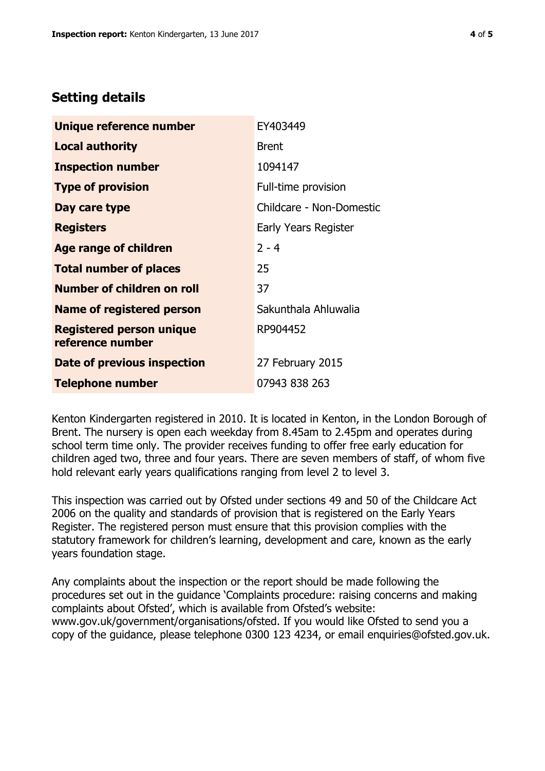## Setting details

| | |
|---|---|
| **Unique reference number** | EY403449 |
| **Local authority** | Brent |
| **Inspection number** | 1094147 |
| **Type of provision** | Full-time provision |
| **Day care type** | Childcare - Non-Domestic |
| **Registers** | Early Years Register |
| **Age range of children** | 2 - 4 |
| **Total number of places** | 25 |
| **Number of children on roll** | 37 |
| **Name of registered person** | Sakunthala Ahluwalia |
| **Registered person unique reference number** | RP904452 |
| **Date of previous inspection** | 27 February 2015 |
| **Telephone number** | 07943 838 263 |

Kenton Kindergarten registered in 2010. It is located in Kenton, in the London Borough of Brent. The nursery is open each weekday from 8.45am to 2.45pm and operates during school term time only. The provider receives funding to offer free early education for children aged two, three and four years. There are seven members of staff, of whom five hold relevant early years qualifications ranging from level 2 to level 3.

This inspection was carried out by Ofsted under sections 49 and 50 of the Childcare Act 2006 on the quality and standards of provision that is registered on the Early Years Register. The registered person must ensure that this provision complies with the statutory framework for children's learning, development and care, known as the early years foundation stage.

Any complaints about the inspection or the report should be made following the procedures set out in the guidance 'Complaints procedure: raising concerns and making complaints about Ofsted', which is available from Ofsted's website: www.gov.uk/government/organisations/ofsted. If you would like Ofsted to send you a copy of the guidance, please telephone 0300 123 4234, or email enquiries@ofsted.gov.uk.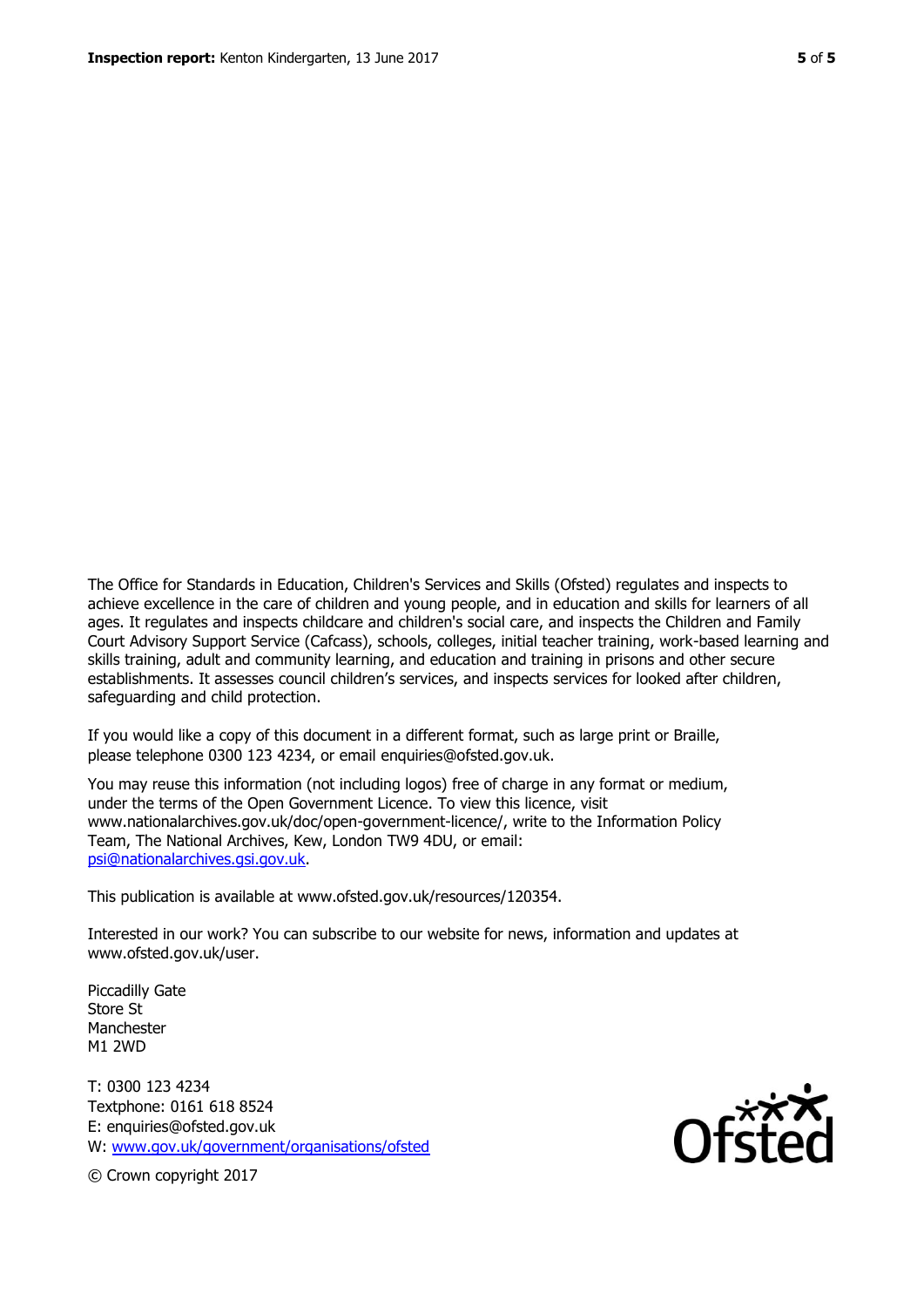The Office for Standards in Education, Children's Services and Skills (Ofsted) regulates and inspects to achieve excellence in the care of children and young people, and in education and skills for learners of all ages. It regulates and inspects childcare and children's social care, and inspects the Children and Family Court Advisory Support Service (Cafcass), schools, colleges, initial teacher training, work-based learning and skills training, adult and community learning, and education and training in prisons and other secure establishments. It assesses council children's services, and inspects services for looked after children, safeguarding and child protection.

If you would like a copy of this document in a different format, such as large print or Braille, please telephone 0300 123 4234, or email enquiries@ofsted.gov.uk.

You may reuse this information (not including logos) free of charge in any format or medium, under the terms of the Open Government Licence. To view this licence, visit www.nationalarchives.gov.uk/doc/open-government-licence/, write to the Information Policy Team, The National Archives, Kew, London TW9 4DU, or email: psi@nationalarchives.gsi.gov.uk.

This publication is available at www.ofsted.gov.uk/resources/120354.

Interested in our work? You can subscribe to our website for news, information and updates at www.ofsted.gov.uk/user.

Piccadilly Gate
Store St
Manchester
M1 2WD

T: 0300 123 4234
Textphone: 0161 618 8524
E: enquiries@ofsted.gov.uk
W: www.gov.uk/government/organisations/ofsted

© Crown copyright 2017